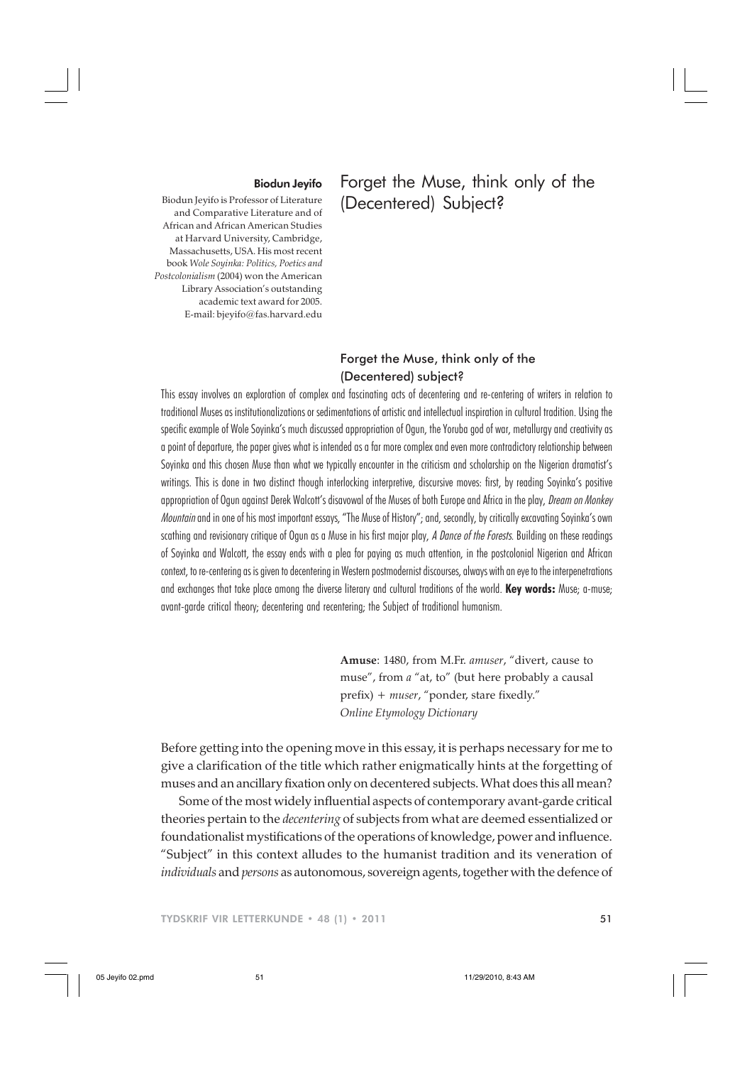**Biodun Jeyifo**

Biodun Jeyifo is Professor of Literature and Comparative Literature and of African and African American Studies at Harvard University, Cambridge, Massachusetts, USA. His most recent book *Wole Soyinka: Politics, Poetics and Postcolonialism* (2004) won the American Library Association's outstanding academic text award for 2005.
E-mail: bjeyifo@fas.harvard.edu

# Forget the Muse, think only of the (Decentered) Subject?

## Forget the Muse, think only of the (Decentered) subject?

This essay involves an exploration of complex and fascinating acts of decentering and re-centering of writers in relation to traditional Muses as institutionalizations or sedimentations of artistic and intellectual inspiration in cultural tradition. Using the specific example of Wole Soyinka's much discussed appropriation of Ogun, the Yoruba god of war, metallurgy and creativity as a point of departure, the paper gives what is intended as a far more complex and even more contradictory relationship between Soyinka and this chosen Muse than what we typically encounter in the criticism and scholarship on the Nigerian dramatist's writings. This is done in two distinct though interlocking interpretive, discursive moves: first, by reading Soyinka's positive appropriation of Ogun against Derek Walcott's disavowal of the Muses of both Europe and Africa in the play, *Dream on Monkey Mountain* and in one of his most important essays, "The Muse of History"; and, secondly, by critically excavating Soyinka's own scathing and revisionary critique of Ogun as a Muse in his first major play, *A Dance of the Forests*. Building on these readings of Soyinka and Walcott, the essay ends with a plea for paying as much attention, in the postcolonial Nigerian and African context, to re-centering as is given to decentering in Western postmodernist discourses, always with an eye to the interpenetrations and exchanges that take place among the diverse literary and cultural traditions of the world. **Key words:** Muse; a-muse; avant-garde critical theory; decentering and recentering; the Subject of traditional humanism.

> **Amuse**: 1480, from M.Fr. *amuser*, "divert, cause to muse", from *a* "at, to" (but here probably a causal prefix) + *muser*, "ponder, stare fixedly."
> *Online Etymology Dictionary*

Before getting into the opening move in this essay, it is perhaps necessary for me to give a clarification of the title which rather enigmatically hints at the forgetting of muses and an ancillary fixation only on decentered subjects. What does this all mean?

Some of the most widely influential aspects of contemporary avant-garde critical theories pertain to the *decentering* of subjects from what are deemed essentialized or foundationalist mystifications of the operations of knowledge, power and influence. "Subject" in this context alludes to the humanist tradition and its veneration of *individuals* and *persons* as autonomous, sovereign agents, together with the defence of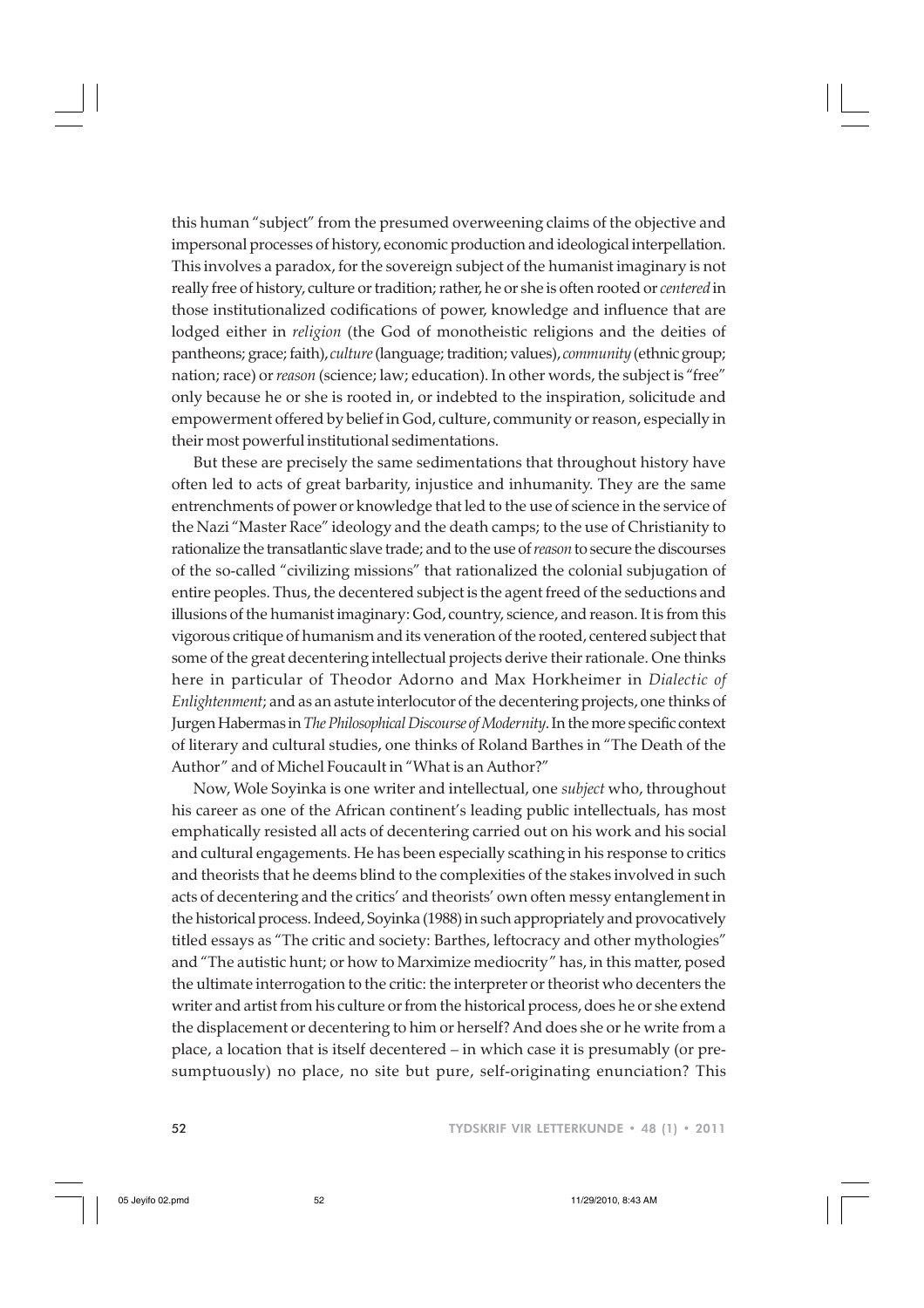this human "subject" from the presumed overweening claims of the objective and impersonal processes of history, economic production and ideological interpellation. This involves a paradox, for the sovereign subject of the humanist imaginary is not really free of history, culture or tradition; rather, he or she is often rooted or *centered* in those institutionalized codifications of power, knowledge and influence that are lodged either in *religion* (the God of monotheistic religions and the deities of pantheons; grace; faith), *culture* (language; tradition; values), *community* (ethnic group; nation; race) or *reason* (science; law; education). In other words, the subject is "free" only because he or she is rooted in, or indebted to the inspiration, solicitude and empowerment offered by belief in God, culture, community or reason, especially in their most powerful institutional sedimentations.

But these are precisely the same sedimentations that throughout history have often led to acts of great barbarity, injustice and inhumanity. They are the same entrenchments of power or knowledge that led to the use of science in the service of the Nazi "Master Race" ideology and the death camps; to the use of Christianity to rationalize the transatlantic slave trade; and to the use of *reason* to secure the discourses of the so-called "civilizing missions" that rationalized the colonial subjugation of entire peoples. Thus, the decentered subject is the agent freed of the seductions and illusions of the humanist imaginary: God, country, science, and reason. It is from this vigorous critique of humanism and its veneration of the rooted, centered subject that some of the great decentering intellectual projects derive their rationale. One thinks here in particular of Theodor Adorno and Max Horkheimer in *Dialectic of Enlightenment*; and as an astute interlocutor of the decentering projects, one thinks of Jurgen Habermas in *The Philosophical Discourse of Modernity*. In the more specific context of literary and cultural studies, one thinks of Roland Barthes in "The Death of the Author" and of Michel Foucault in "What is an Author?"

Now, Wole Soyinka is one writer and intellectual, one *subject* who, throughout his career as one of the African continent's leading public intellectuals, has most emphatically resisted all acts of decentering carried out on his work and his social and cultural engagements. He has been especially scathing in his response to critics and theorists that he deems blind to the complexities of the stakes involved in such acts of decentering and the critics' and theorists' own often messy entanglement in the historical process. Indeed, Soyinka (1988) in such appropriately and provocatively titled essays as "The critic and society: Barthes, leftocracy and other mythologies" and "The autistic hunt; or how to Marximize mediocrity" has, in this matter, posed the ultimate interrogation to the critic: the interpreter or theorist who decenters the writer and artist from his culture or from the historical process, does he or she extend the displacement or decentering to him or herself? And does she or he write from a place, a location that is itself decentered – in which case it is presumably (or presumptuously) no place, no site but pure, self-originating enunciation? This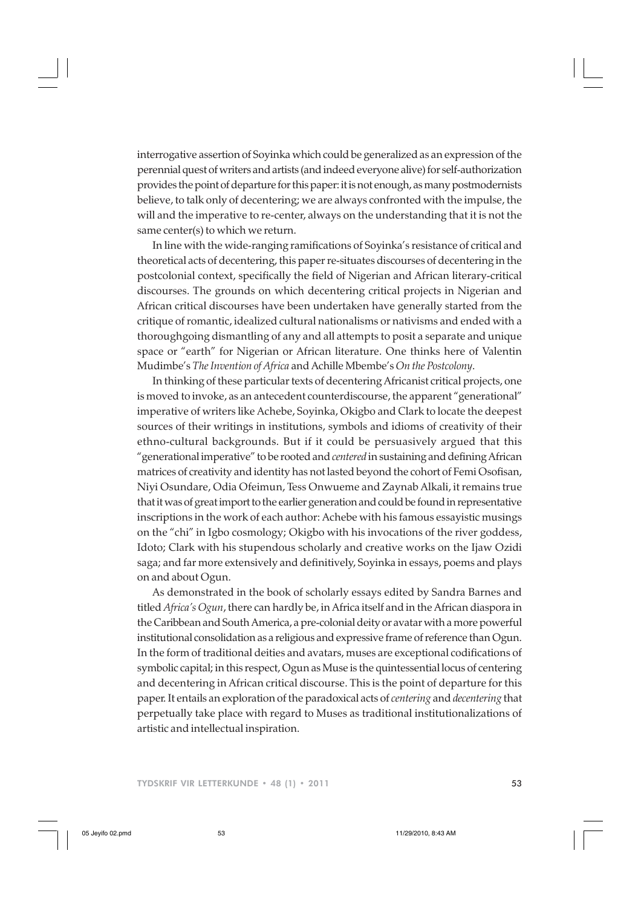interrogative assertion of Soyinka which could be generalized as an expression of the perennial quest of writers and artists (and indeed everyone alive) for self-authorization provides the point of departure for this paper: it is not enough, as many postmodernists believe, to talk only of decentering; we are always confronted with the impulse, the will and the imperative to re-center, always on the understanding that it is not the same center(s) to which we return.

In line with the wide-ranging ramifications of Soyinka's resistance of critical and theoretical acts of decentering, this paper re-situates discourses of decentering in the postcolonial context, specifically the field of Nigerian and African literary-critical discourses. The grounds on which decentering critical projects in Nigerian and African critical discourses have been undertaken have generally started from the critique of romantic, idealized cultural nationalisms or nativisms and ended with a thoroughgoing dismantling of any and all attempts to posit a separate and unique space or "earth" for Nigerian or African literature. One thinks here of Valentin Mudimbe's *The Invention of Africa* and Achille Mbembe's *On the Postcolony*.

In thinking of these particular texts of decentering Africanist critical projects, one is moved to invoke, as an antecedent counterdiscourse, the apparent "generational" imperative of writers like Achebe, Soyinka, Okigbo and Clark to locate the deepest sources of their writings in institutions, symbols and idioms of creativity of their ethno-cultural backgrounds. But if it could be persuasively argued that this "generational imperative" to be rooted and *centered* in sustaining and defining African matrices of creativity and identity has not lasted beyond the cohort of Femi Osofisan, Niyi Osundare, Odia Ofeimun, Tess Onwueme and Zaynab Alkali, it remains true that it was of great import to the earlier generation and could be found in representative inscriptions in the work of each author: Achebe with his famous essayistic musings on the "chi" in Igbo cosmology; Okigbo with his invocations of the river goddess, Idoto; Clark with his stupendous scholarly and creative works on the Ijaw Ozidi saga; and far more extensively and definitively, Soyinka in essays, poems and plays on and about Ogun.

As demonstrated in the book of scholarly essays edited by Sandra Barnes and titled *Africa's Ogun*, there can hardly be, in Africa itself and in the African diaspora in the Caribbean and South America, a pre-colonial deity or avatar with a more powerful institutional consolidation as a religious and expressive frame of reference than Ogun. In the form of traditional deities and avatars, muses are exceptional codifications of symbolic capital; in this respect, Ogun as Muse is the quintessential locus of centering and decentering in African critical discourse. This is the point of departure for this paper. It entails an exploration of the paradoxical acts of *centering* and *decentering* that perpetually take place with regard to Muses as traditional institutionalizations of artistic and intellectual inspiration.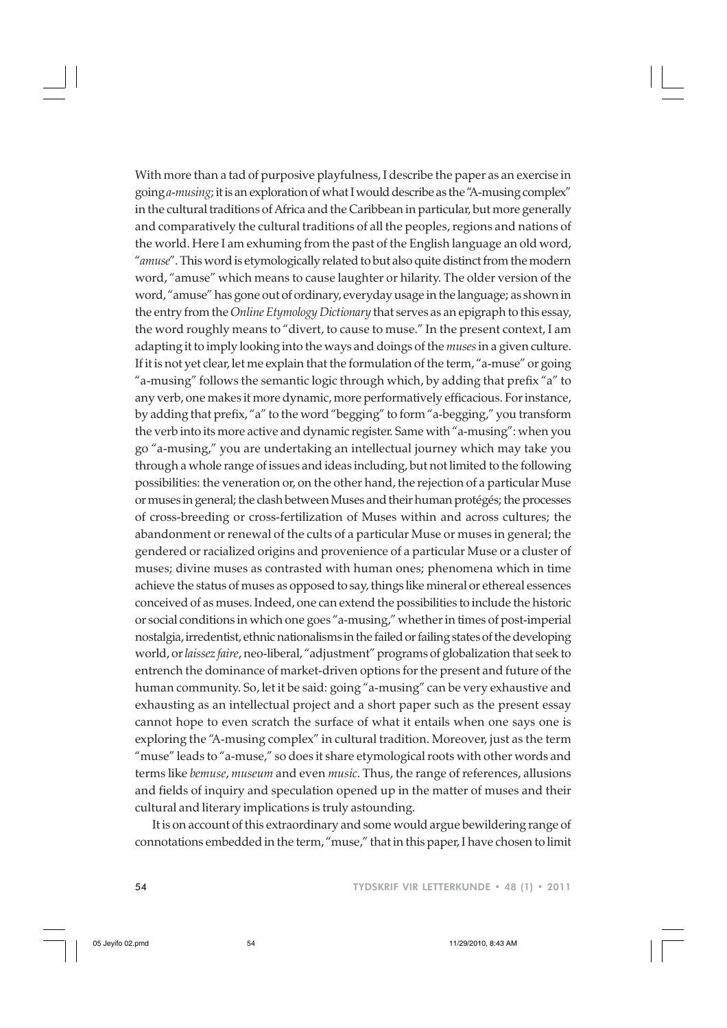With more than a tad of purposive playfulness, I describe the paper as an exercise in going *a-musing*; it is an exploration of what I would describe as the "A-musing complex" in the cultural traditions of Africa and the Caribbean in particular, but more generally and comparatively the cultural traditions of all the peoples, regions and nations of the world. Here I am exhuming from the past of the English language an old word, "*amuse*". This word is etymologically related to but also quite distinct from the modern word, "amuse" which means to cause laughter or hilarity. The older version of the word, "amuse" has gone out of ordinary, everyday usage in the language; as shown in the entry from the *Online Etymology Dictionary* that serves as an epigraph to this essay, the word roughly means to "divert, to cause to muse." In the present context, I am adapting it to imply looking into the ways and doings of the *muses* in a given culture. If it is not yet clear, let me explain that the formulation of the term, "a-muse" or going "a-musing" follows the semantic logic through which, by adding that prefix "a" to any verb, one makes it more dynamic, more performatively efficacious. For instance, by adding that prefix, "a" to the word "begging" to form "a-begging," you transform the verb into its more active and dynamic register. Same with "a-musing": when you go "a-musing," you are undertaking an intellectual journey which may take you through a whole range of issues and ideas including, but not limited to the following possibilities: the veneration or, on the other hand, the rejection of a particular Muse or muses in general; the clash between Muses and their human protégés; the processes of cross-breeding or cross-fertilization of Muses within and across cultures; the abandonment or renewal of the cults of a particular Muse or muses in general; the gendered or racialized origins and provenience of a particular Muse or a cluster of muses; divine muses as contrasted with human ones; phenomena which in time achieve the status of muses as opposed to say, things like mineral or ethereal essences conceived of as muses. Indeed, one can extend the possibilities to include the historic or social conditions in which one goes "a-musing," whether in times of post-imperial nostalgia, irredentist, ethnic nationalisms in the failed or failing states of the developing world, or *laissez faire*, neo-liberal, "adjustment" programs of globalization that seek to entrench the dominance of market-driven options for the present and future of the human community. So, let it be said: going "a-musing" can be very exhaustive and exhausting as an intellectual project and a short paper such as the present essay cannot hope to even scratch the surface of what it entails when one says one is exploring the "A-musing complex" in cultural tradition. Moreover, just as the term "muse" leads to "a-muse," so does it share etymological roots with other words and terms like *bemuse*, *museum* and even *music*. Thus, the range of references, allusions and fields of inquiry and speculation opened up in the matter of muses and their cultural and literary implications is truly astounding.

It is on account of this extraordinary and some would argue bewildering range of connotations embedded in the term, "muse," that in this paper, I have chosen to limit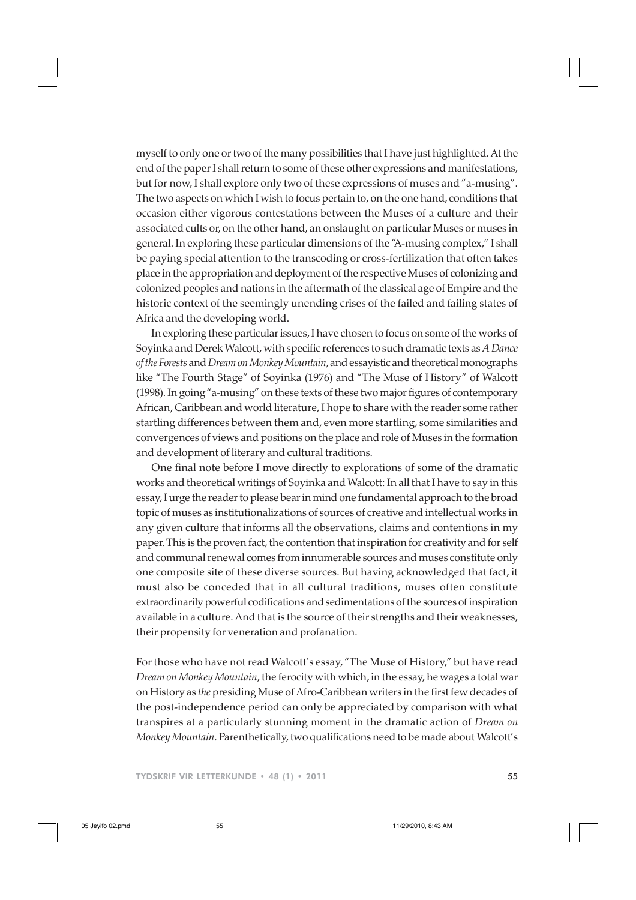myself to only one or two of the many possibilities that I have just highlighted. At the end of the paper I shall return to some of these other expressions and manifestations, but for now, I shall explore only two of these expressions of muses and "a-musing". The two aspects on which I wish to focus pertain to, on the one hand, conditions that occasion either vigorous contestations between the Muses of a culture and their associated cults or, on the other hand, an onslaught on particular Muses or muses in general. In exploring these particular dimensions of the "A-musing complex," I shall be paying special attention to the transcoding or cross-fertilization that often takes place in the appropriation and deployment of the respective Muses of colonizing and colonized peoples and nations in the aftermath of the classical age of Empire and the historic context of the seemingly unending crises of the failed and failing states of Africa and the developing world.

In exploring these particular issues, I have chosen to focus on some of the works of Soyinka and Derek Walcott, with specific references to such dramatic texts as *A Dance of the Forests* and *Dream on Monkey Mountain*, and essayistic and theoretical monographs like "The Fourth Stage" of Soyinka (1976) and "The Muse of History" of Walcott (1998). In going "a-musing" on these texts of these two major figures of contemporary African, Caribbean and world literature, I hope to share with the reader some rather startling differences between them and, even more startling, some similarities and convergences of views and positions on the place and role of Muses in the formation and development of literary and cultural traditions.

One final note before I move directly to explorations of some of the dramatic works and theoretical writings of Soyinka and Walcott: In all that I have to say in this essay, I urge the reader to please bear in mind one fundamental approach to the broad topic of muses as institutionalizations of sources of creative and intellectual works in any given culture that informs all the observations, claims and contentions in my paper. This is the proven fact, the contention that inspiration for creativity and for self and communal renewal comes from innumerable sources and muses constitute only one composite site of these diverse sources. But having acknowledged that fact, it must also be conceded that in all cultural traditions, muses often constitute extraordinarily powerful codifications and sedimentations of the sources of inspiration available in a culture. And that is the source of their strengths and their weaknesses, their propensity for veneration and profanation.

For those who have not read Walcott's essay, "The Muse of History," but have read *Dream on Monkey Mountain*, the ferocity with which, in the essay, he wages a total war on History as *the* presiding Muse of Afro-Caribbean writers in the first few decades of the post-independence period can only be appreciated by comparison with what transpires at a particularly stunning moment in the dramatic action of *Dream on Monkey Mountain*. Parenthetically, two qualifications need to be made about Walcott's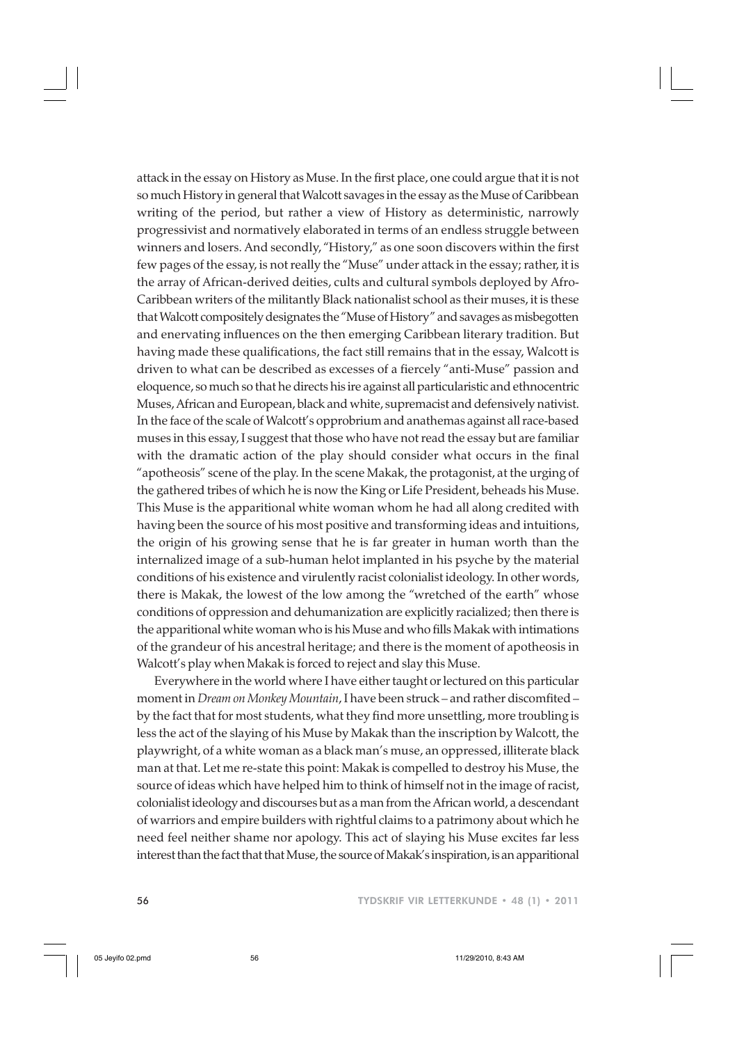attack in the essay on History as Muse. In the first place, one could argue that it is not so much History in general that Walcott savages in the essay as the Muse of Caribbean writing of the period, but rather a view of History as deterministic, narrowly progressivist and normatively elaborated in terms of an endless struggle between winners and losers. And secondly, "History," as one soon discovers within the first few pages of the essay, is not really the "Muse" under attack in the essay; rather, it is the array of African-derived deities, cults and cultural symbols deployed by Afro-Caribbean writers of the militantly Black nationalist school as their muses, it is these that Walcott compositely designates the "Muse of History" and savages as misbegotten and enervating influences on the then emerging Caribbean literary tradition. But having made these qualifications, the fact still remains that in the essay, Walcott is driven to what can be described as excesses of a fiercely "anti-Muse" passion and eloquence, so much so that he directs his ire against all particularistic and ethnocentric Muses, African and European, black and white, supremacist and defensively nativist. In the face of the scale of Walcott's opprobrium and anathemas against all race-based muses in this essay, I suggest that those who have not read the essay but are familiar with the dramatic action of the play should consider what occurs in the final "apotheosis" scene of the play. In the scene Makak, the protagonist, at the urging of the gathered tribes of which he is now the King or Life President, beheads his Muse. This Muse is the apparitional white woman whom he had all along credited with having been the source of his most positive and transforming ideas and intuitions, the origin of his growing sense that he is far greater in human worth than the internalized image of a sub-human helot implanted in his psyche by the material conditions of his existence and virulently racist colonialist ideology. In other words, there is Makak, the lowest of the low among the "wretched of the earth" whose conditions of oppression and dehumanization are explicitly racialized; then there is the apparitional white woman who is his Muse and who fills Makak with intimations of the grandeur of his ancestral heritage; and there is the moment of apotheosis in Walcott's play when Makak is forced to reject and slay this Muse.

Everywhere in the world where I have either taught or lectured on this particular moment in *Dream on Monkey Mountain*, I have been struck – and rather discomfited – by the fact that for most students, what they find more unsettling, more troubling is less the act of the slaying of his Muse by Makak than the inscription by Walcott, the playwright, of a white woman as a black man's muse, an oppressed, illiterate black man at that. Let me re-state this point: Makak is compelled to destroy his Muse, the source of ideas which have helped him to think of himself not in the image of racist, colonialist ideology and discourses but as a man from the African world, a descendant of warriors and empire builders with rightful claims to a patrimony about which he need feel neither shame nor apology. This act of slaying his Muse excites far less interest than the fact that that Muse, the source of Makak's inspiration, is an apparitional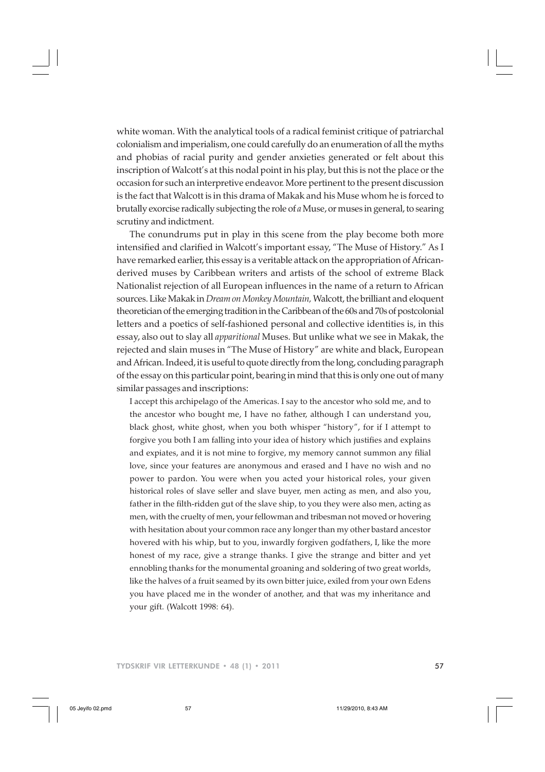white woman. With the analytical tools of a radical feminist critique of patriarchal colonialism and imperialism, one could carefully do an enumeration of all the myths and phobias of racial purity and gender anxieties generated or felt about this inscription of Walcott's at this nodal point in his play, but this is not the place or the occasion for such an interpretive endeavor. More pertinent to the present discussion is the fact that Walcott is in this drama of Makak and his Muse whom he is forced to brutally exorcise radically subjecting the role of *a* Muse, or muses in general, to searing scrutiny and indictment.

The conundrums put in play in this scene from the play become both more intensified and clarified in Walcott's important essay, "The Muse of History." As I have remarked earlier, this essay is a veritable attack on the appropriation of African-derived muses by Caribbean writers and artists of the school of extreme Black Nationalist rejection of all European influences in the name of a return to African sources. Like Makak in *Dream on Monkey Mountain,* Walcott, the brilliant and eloquent theoretician of the emerging tradition in the Caribbean of the 60s and 70s of postcolonial letters and a poetics of self-fashioned personal and collective identities is, in this essay, also out to slay all *apparitional* Muses. But unlike what we see in Makak, the rejected and slain muses in "The Muse of History" are white and black, European and African. Indeed, it is useful to quote directly from the long, concluding paragraph of the essay on this particular point, bearing in mind that this is only one out of many similar passages and inscriptions:

> I accept this archipelago of the Americas. I say to the ancestor who sold me, and to the ancestor who bought me, I have no father, although I can understand you, black ghost, white ghost, when you both whisper "history", for if I attempt to forgive you both I am falling into your idea of history which justifies and explains and expiates, and it is not mine to forgive, my memory cannot summon any filial love, since your features are anonymous and erased and I have no wish and no power to pardon. You were when you acted your historical roles, your given historical roles of slave seller and slave buyer, men acting as men, and also you, father in the filth-ridden gut of the slave ship, to you they were also men, acting as men, with the cruelty of men, your fellowman and tribesman not moved or hovering with hesitation about your common race any longer than my other bastard ancestor hovered with his whip, but to you, inwardly forgiven godfathers, I, like the more honest of my race, give a strange thanks. I give the strange and bitter and yet ennobling thanks for the monumental groaning and soldering of two great worlds, like the halves of a fruit seamed by its own bitter juice, exiled from your own Edens you have placed me in the wonder of another, and that was my inheritance and your gift. (Walcott 1998: 64).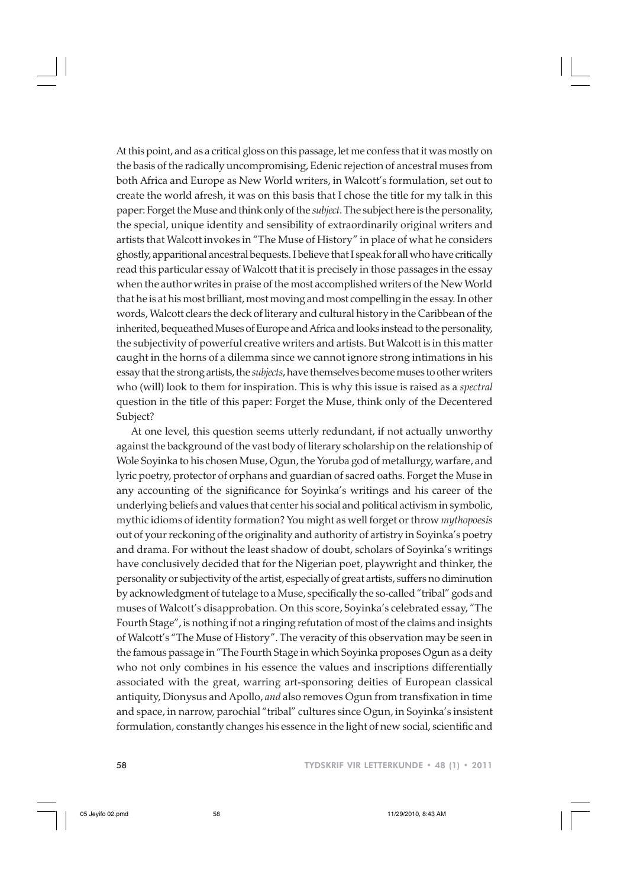At this point, and as a critical gloss on this passage, let me confess that it was mostly on the basis of the radically uncompromising, Edenic rejection of ancestral muses from both Africa and Europe as New World writers, in Walcott's formulation, set out to create the world afresh, it was on this basis that I chose the title for my talk in this paper: Forget the Muse and think only of the *subject*. The subject here is the personality, the special, unique identity and sensibility of extraordinarily original writers and artists that Walcott invokes in "The Muse of History" in place of what he considers ghostly, apparitional ancestral bequests. I believe that I speak for all who have critically read this particular essay of Walcott that it is precisely in those passages in the essay when the author writes in praise of the most accomplished writers of the New World that he is at his most brilliant, most moving and most compelling in the essay. In other words, Walcott clears the deck of literary and cultural history in the Caribbean of the inherited, bequeathed Muses of Europe and Africa and looks instead to the personality, the subjectivity of powerful creative writers and artists. But Walcott is in this matter caught in the horns of a dilemma since we cannot ignore strong intimations in his essay that the strong artists, the *subjects*, have themselves become muses to other writers who (will) look to them for inspiration. This is why this issue is raised as a *spectral* question in the title of this paper: Forget the Muse, think only of the Decentered Subject?

At one level, this question seems utterly redundant, if not actually unworthy against the background of the vast body of literary scholarship on the relationship of Wole Soyinka to his chosen Muse, Ogun, the Yoruba god of metallurgy, warfare, and lyric poetry, protector of orphans and guardian of sacred oaths. Forget the Muse in any accounting of the significance for Soyinka's writings and his career of the underlying beliefs and values that center his social and political activism in symbolic, mythic idioms of identity formation? You might as well forget or throw *mythopoesis* out of your reckoning of the originality and authority of artistry in Soyinka's poetry and drama. For without the least shadow of doubt, scholars of Soyinka's writings have conclusively decided that for the Nigerian poet, playwright and thinker, the personality or subjectivity of the artist, especially of great artists, suffers no diminution by acknowledgment of tutelage to a Muse, specifically the so-called "tribal" gods and muses of Walcott's disapprobation. On this score, Soyinka's celebrated essay, "The Fourth Stage", is nothing if not a ringing refutation of most of the claims and insights of Walcott's "The Muse of History". The veracity of this observation may be seen in the famous passage in "The Fourth Stage in which Soyinka proposes Ogun as a deity who not only combines in his essence the values and inscriptions differentially associated with the great, warring art-sponsoring deities of European classical antiquity, Dionysus and Apollo, *and* also removes Ogun from transfixation in time and space, in narrow, parochial "tribal" cultures since Ogun, in Soyinka's insistent formulation, constantly changes his essence in the light of new social, scientific and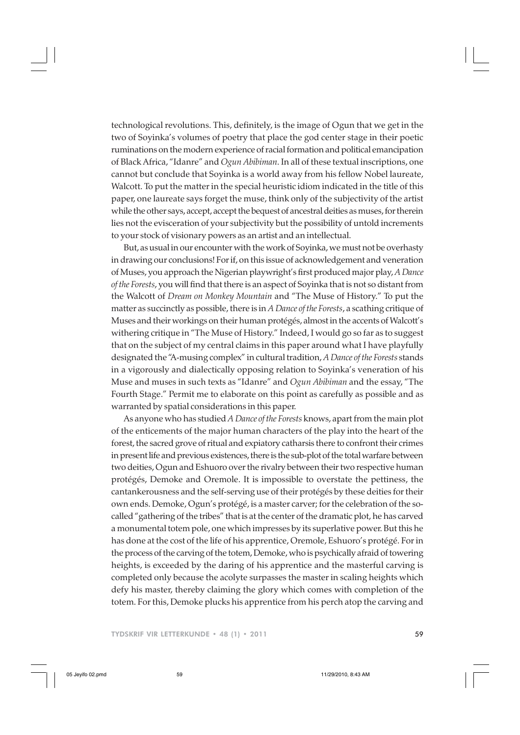technological revolutions. This, definitely, is the image of Ogun that we get in the two of Soyinka's volumes of poetry that place the god center stage in their poetic ruminations on the modern experience of racial formation and political emancipation of Black Africa, "Idanre" and *Ogun Abibiman*. In all of these textual inscriptions, one cannot but conclude that Soyinka is a world away from his fellow Nobel laureate, Walcott. To put the matter in the special heuristic idiom indicated in the title of this paper, one laureate says forget the muse, think only of the subjectivity of the artist while the other says, accept, accept the bequest of ancestral deities as muses, for therein lies not the evisceration of your subjectivity but the possibility of untold increments to your stock of visionary powers as an artist and an intellectual.

But, as usual in our encounter with the work of Soyinka, we must not be overhasty in drawing our conclusions! For if, on this issue of acknowledgement and veneration of Muses, you approach the Nigerian playwright's first produced major play, *A Dance of the Forests*, you will find that there is an aspect of Soyinka that is not so distant from the Walcott of *Dream on Monkey Mountain* and "The Muse of History." To put the matter as succinctly as possible, there is in *A Dance of the Forests*, a scathing critique of Muses and their workings on their human protégés, almost in the accents of Walcott's withering critique in "The Muse of History." Indeed, I would go so far as to suggest that on the subject of my central claims in this paper around what I have playfully designated the "A-musing complex" in cultural tradition, *A Dance of the Forests* stands in a vigorously and dialectically opposing relation to Soyinka's veneration of his Muse and muses in such texts as "Idanre" and *Ogun Abibiman* and the essay, "The Fourth Stage." Permit me to elaborate on this point as carefully as possible and as warranted by spatial considerations in this paper.

As anyone who has studied *A Dance of the Forests* knows, apart from the main plot of the enticements of the major human characters of the play into the heart of the forest, the sacred grove of ritual and expiatory catharsis there to confront their crimes in present life and previous existences, there is the sub-plot of the total warfare between two deities, Ogun and Eshuoro over the rivalry between their two respective human protégés, Demoke and Oremole. It is impossible to overstate the pettiness, the cantankerousness and the self-serving use of their protégés by these deities for their own ends. Demoke, Ogun's protégé, is a master carver; for the celebration of the so-called "gathering of the tribes" that is at the center of the dramatic plot, he has carved a monumental totem pole, one which impresses by its superlative power. But this he has done at the cost of the life of his apprentice, Oremole, Eshuoro's protégé. For in the process of the carving of the totem, Demoke, who is psychically afraid of towering heights, is exceeded by the daring of his apprentice and the masterful carving is completed only because the acolyte surpasses the master in scaling heights which defy his master, thereby claiming the glory which comes with completion of the totem. For this, Demoke plucks his apprentice from his perch atop the carving and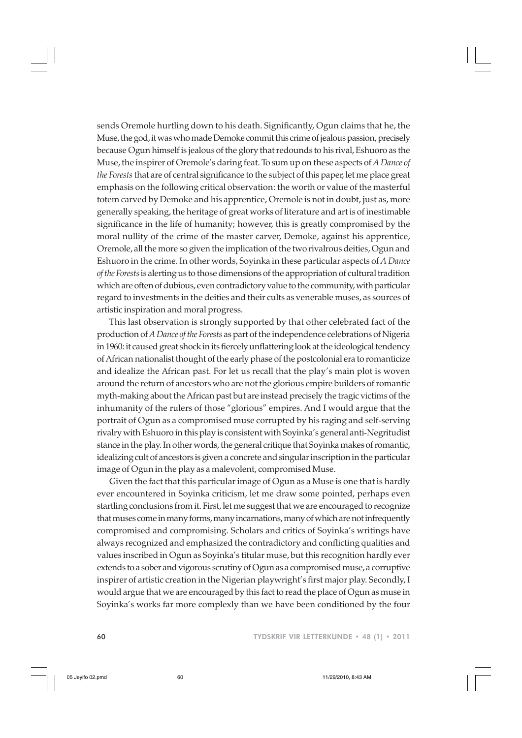sends Oremole hurtling down to his death. Significantly, Ogun claims that he, the Muse, the god, it was who made Demoke commit this crime of jealous passion, precisely because Ogun himself is jealous of the glory that redounds to his rival, Eshuoro as the Muse, the inspirer of Oremole's daring feat. To sum up on these aspects of *A Dance of the Forests* that are of central significance to the subject of this paper, let me place great emphasis on the following critical observation: the worth or value of the masterful totem carved by Demoke and his apprentice, Oremole is not in doubt, just as, more generally speaking, the heritage of great works of literature and art is of inestimable significance in the life of humanity; however, this is greatly compromised by the moral nullity of the crime of the master carver, Demoke, against his apprentice, Oremole, all the more so given the implication of the two rivalrous deities, Ogun and Eshuoro in the crime. In other words, Soyinka in these particular aspects of *A Dance of the Forests* is alerting us to those dimensions of the appropriation of cultural tradition which are often of dubious, even contradictory value to the community, with particular regard to investments in the deities and their cults as venerable muses, as sources of artistic inspiration and moral progress.

This last observation is strongly supported by that other celebrated fact of the production of *A Dance of the Forests* as part of the independence celebrations of Nigeria in 1960: it caused great shock in its fiercely unflattering look at the ideological tendency of African nationalist thought of the early phase of the postcolonial era to romanticize and idealize the African past. For let us recall that the play's main plot is woven around the return of ancestors who are not the glorious empire builders of romantic myth-making about the African past but are instead precisely the tragic victims of the inhumanity of the rulers of those "glorious" empires. And I would argue that the portrait of Ogun as a compromised muse corrupted by his raging and self-serving rivalry with Eshuoro in this play is consistent with Soyinka's general anti-Negritudist stance in the play. In other words, the general critique that Soyinka makes of romantic, idealizing cult of ancestors is given a concrete and singular inscription in the particular image of Ogun in the play as a malevolent, compromised Muse.

Given the fact that this particular image of Ogun as a Muse is one that is hardly ever encountered in Soyinka criticism, let me draw some pointed, perhaps even startling conclusions from it. First, let me suggest that we are encouraged to recognize that muses come in many forms, many incarnations, many of which are not infrequently compromised and compromising. Scholars and critics of Soyinka's writings have always recognized and emphasized the contradictory and conflicting qualities and values inscribed in Ogun as Soyinka's titular muse, but this recognition hardly ever extends to a sober and vigorous scrutiny of Ogun as a compromised muse, a corruptive inspirer of artistic creation in the Nigerian playwright's first major play. Secondly, I would argue that we are encouraged by this fact to read the place of Ogun as muse in Soyinka's works far more complexly than we have been conditioned by the four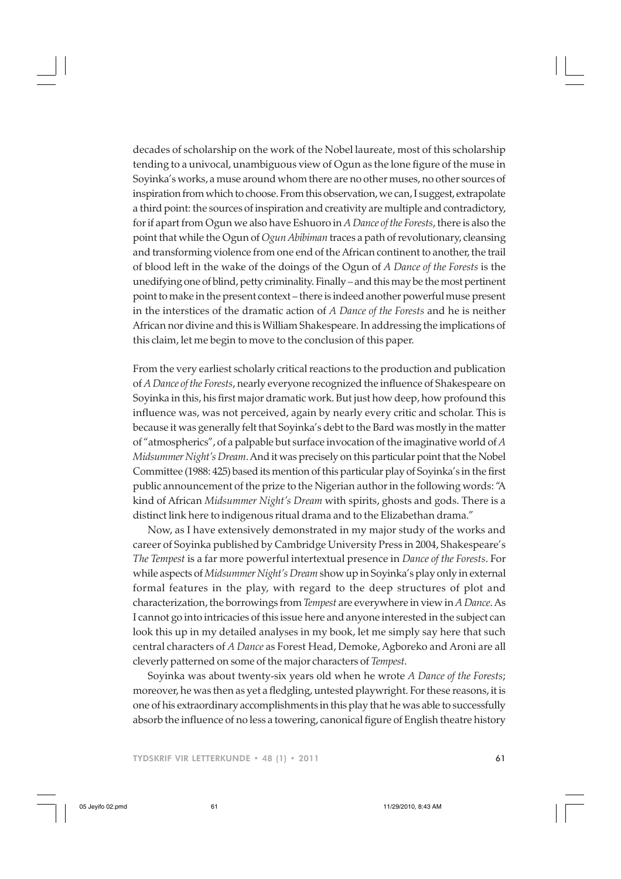decades of scholarship on the work of the Nobel laureate, most of this scholarship tending to a univocal, unambiguous view of Ogun as the lone figure of the muse in Soyinka's works, a muse around whom there are no other muses, no other sources of inspiration from which to choose. From this observation, we can, I suggest, extrapolate a third point: the sources of inspiration and creativity are multiple and contradictory, for if apart from Ogun we also have Eshuoro in *A Dance of the Forests*, there is also the point that while the Ogun of *Ogun Abibiman* traces a path of revolutionary, cleansing and transforming violence from one end of the African continent to another, the trail of blood left in the wake of the doings of the Ogun of *A Dance of the Forests* is the unedifying one of blind, petty criminality. Finally – and this may be the most pertinent point to make in the present context – there is indeed another powerful muse present in the interstices of the dramatic action of *A Dance of the Forests* and he is neither African nor divine and this is William Shakespeare. In addressing the implications of this claim, let me begin to move to the conclusion of this paper.

From the very earliest scholarly critical reactions to the production and publication of *A Dance of the Forests*, nearly everyone recognized the influence of Shakespeare on Soyinka in this, his first major dramatic work. But just how deep, how profound this influence was, was not perceived, again by nearly every critic and scholar. This is because it was generally felt that Soyinka's debt to the Bard was mostly in the matter of "atmospherics", of a palpable but surface invocation of the imaginative world of *A Midsummer Night's Dream*. And it was precisely on this particular point that the Nobel Committee (1988: 425) based its mention of this particular play of Soyinka's in the first public announcement of the prize to the Nigerian author in the following words: "A kind of African *Midsummer Night's Dream* with spirits, ghosts and gods. There is a distinct link here to indigenous ritual drama and to the Elizabethan drama."

Now, as I have extensively demonstrated in my major study of the works and career of Soyinka published by Cambridge University Press in 2004, Shakespeare's *The Tempest* is a far more powerful intertextual presence in *Dance of the Forests*. For while aspects of *Midsummer Night's Dream* show up in Soyinka's play only in external formal features in the play, with regard to the deep structures of plot and characterization, the borrowings from *Tempest* are everywhere in view in *A Dance*. As I cannot go into intricacies of this issue here and anyone interested in the subject can look this up in my detailed analyses in my book, let me simply say here that such central characters of *A Dance* as Forest Head, Demoke, Agboreko and Aroni are all cleverly patterned on some of the major characters of *Tempest*.

Soyinka was about twenty-six years old when he wrote *A Dance of the Forests*; moreover, he was then as yet a fledgling, untested playwright. For these reasons, it is one of his extraordinary accomplishments in this play that he was able to successfully absorb the influence of no less a towering, canonical figure of English theatre history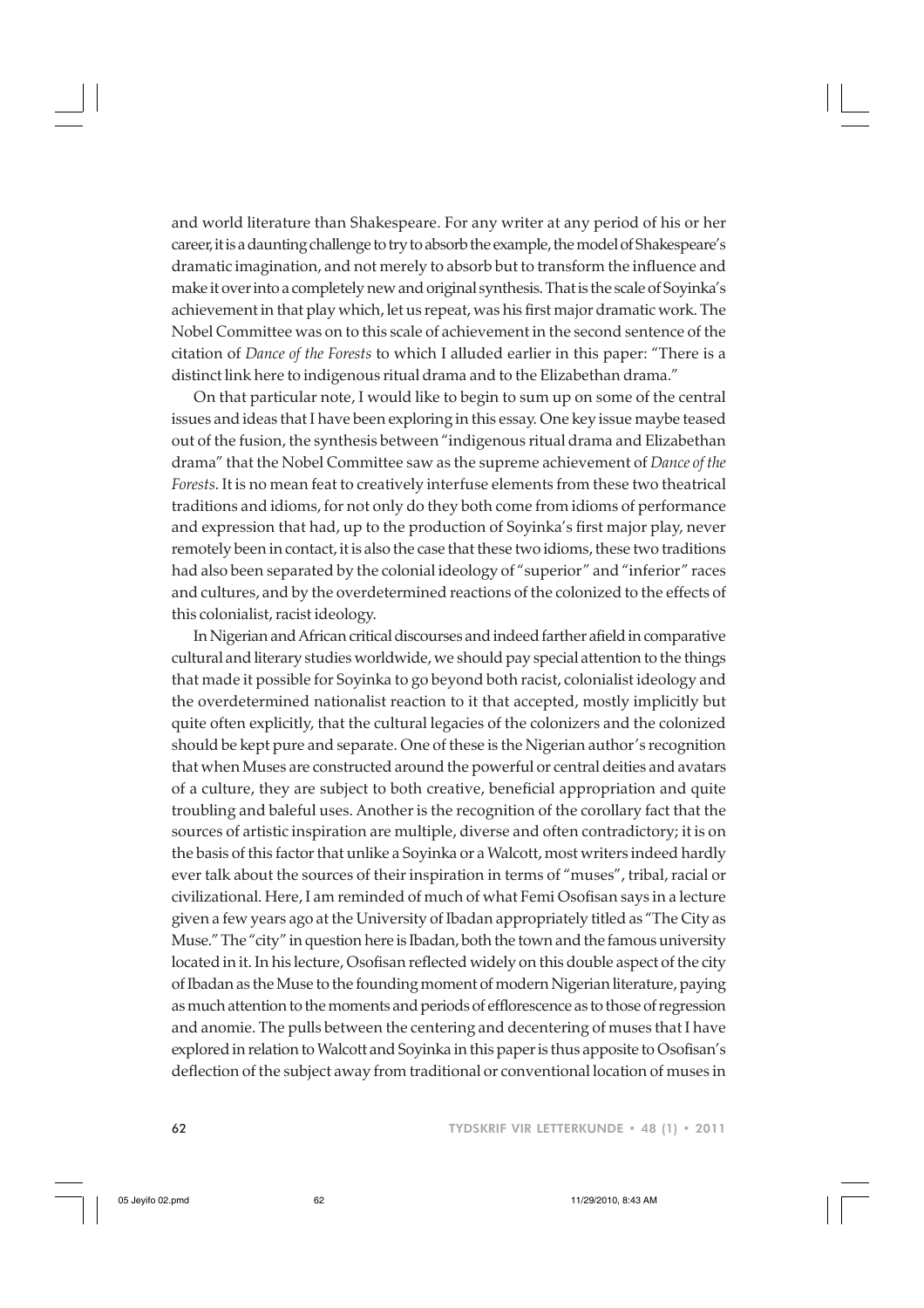and world literature than Shakespeare. For any writer at any period of his or her career, it is a daunting challenge to try to absorb the example, the model of Shakespeare's dramatic imagination, and not merely to absorb but to transform the influence and make it over into a completely new and original synthesis. That is the scale of Soyinka's achievement in that play which, let us repeat, was his first major dramatic work. The Nobel Committee was on to this scale of achievement in the second sentence of the citation of *Dance of the Forests* to which I alluded earlier in this paper: "There is a distinct link here to indigenous ritual drama and to the Elizabethan drama."

On that particular note, I would like to begin to sum up on some of the central issues and ideas that I have been exploring in this essay. One key issue maybe teased out of the fusion, the synthesis between "indigenous ritual drama and Elizabethan drama" that the Nobel Committee saw as the supreme achievement of *Dance of the Forests*. It is no mean feat to creatively interfuse elements from these two theatrical traditions and idioms, for not only do they both come from idioms of performance and expression that had, up to the production of Soyinka's first major play, never remotely been in contact, it is also the case that these two idioms, these two traditions had also been separated by the colonial ideology of "superior" and "inferior" races and cultures, and by the overdetermined reactions of the colonized to the effects of this colonialist, racist ideology.

In Nigerian and African critical discourses and indeed farther afield in comparative cultural and literary studies worldwide, we should pay special attention to the things that made it possible for Soyinka to go beyond both racist, colonialist ideology and the overdetermined nationalist reaction to it that accepted, mostly implicitly but quite often explicitly, that the cultural legacies of the colonizers and the colonized should be kept pure and separate. One of these is the Nigerian author's recognition that when Muses are constructed around the powerful or central deities and avatars of a culture, they are subject to both creative, beneficial appropriation and quite troubling and baleful uses. Another is the recognition of the corollary fact that the sources of artistic inspiration are multiple, diverse and often contradictory; it is on the basis of this factor that unlike a Soyinka or a Walcott, most writers indeed hardly ever talk about the sources of their inspiration in terms of "muses", tribal, racial or civilizational. Here, I am reminded of much of what Femi Osofisan says in a lecture given a few years ago at the University of Ibadan appropriately titled as "The City as Muse." The "city" in question here is Ibadan, both the town and the famous university located in it. In his lecture, Osofisan reflected widely on this double aspect of the city of Ibadan as the Muse to the founding moment of modern Nigerian literature, paying as much attention to the moments and periods of efflorescence as to those of regression and anomie. The pulls between the centering and decentering of muses that I have explored in relation to Walcott and Soyinka in this paper is thus apposite to Osofisan's deflection of the subject away from traditional or conventional location of muses in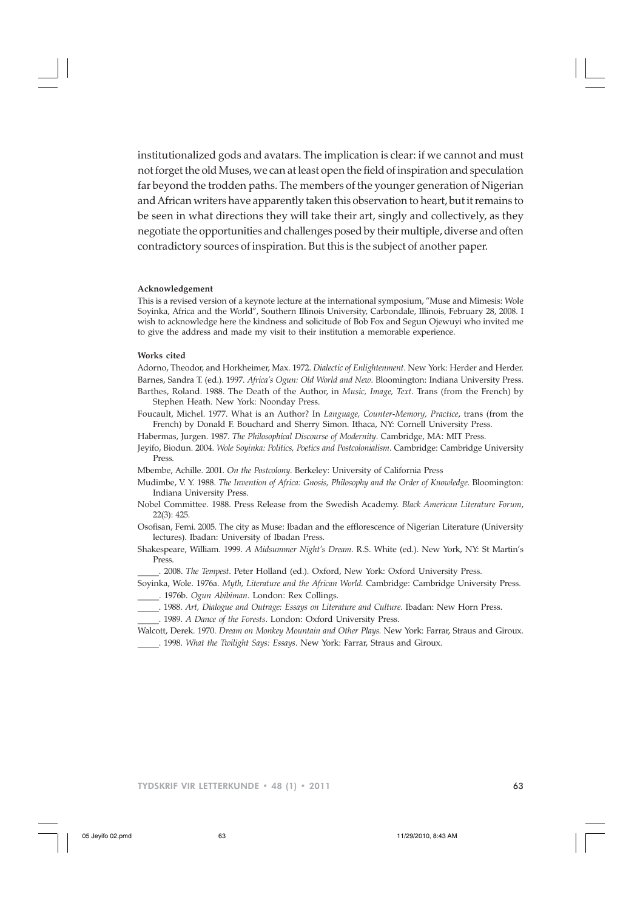institutionalized gods and avatars. The implication is clear: if we cannot and must not forget the old Muses, we can at least open the field of inspiration and speculation far beyond the trodden paths. The members of the younger generation of Nigerian and African writers have apparently taken this observation to heart, but it remains to be seen in what directions they will take their art, singly and collectively, as they negotiate the opportunities and challenges posed by their multiple, diverse and often contradictory sources of inspiration. But this is the subject of another paper.

#### Acknowledgement

This is a revised version of a keynote lecture at the international symposium, "Muse and Mimesis: Wole Soyinka, Africa and the World", Southern Illinois University, Carbondale, Illinois, February 28, 2008. I wish to acknowledge here the kindness and solicitude of Bob Fox and Segun Ojewuyi who invited me to give the address and made my visit to their institution a memorable experience.

#### Works cited

Adorno, Theodor, and Horkheimer, Max. 1972. *Dialectic of Enlightenment*. New York: Herder and Herder.

Barnes, Sandra T. (ed.). 1997. *Africa's Ogun: Old World and New*. Bloomington: Indiana University Press.

Barthes, Roland. 1988. The Death of the Author, in *Music, Image, Text*. Trans (from the French) by Stephen Heath. New York: Noonday Press.

Foucault, Michel. 1977. What is an Author? In *Language, Counter-Memory, Practice*, trans (from the French) by Donald F. Bouchard and Sherry Simon. Ithaca, NY: Cornell University Press.

Habermas, Jurgen. 1987. *The Philosophical Discourse of Modernity*. Cambridge, MA: MIT Press.

Jeyifo, Biodun. 2004. *Wole Soyinka: Politics, Poetics and Postcolonialism*. Cambridge: Cambridge University Press.

Mbembe, Achille. 2001. *On the Postcolony*. Berkeley: University of California Press

Mudimbe, V. Y. 1988. *The Invention of Africa: Gnosis, Philosophy and the Order of Knowledge*. Bloomington: Indiana University Press.

Nobel Committee. 1988. Press Release from the Swedish Academy. *Black American Literature Forum*, 22(3): 425.

Osofisan, Femi. 2005. The city as Muse: Ibadan and the efflorescence of Nigerian Literature (University lectures). Ibadan: University of Ibadan Press.

Shakespeare, William. 1999. *A Midsummer Night's Dream*. R.S. White (ed.). New York, NY: St Martin's Press.

\_\_\_\_\_. 2008. *The Tempest*. Peter Holland (ed.). Oxford, New York: Oxford University Press.

Soyinka, Wole. 1976a. *Myth, Literature and the African World*. Cambridge: Cambridge University Press.

\_\_\_\_\_. 1976b. *Ogun Abibiman*. London: Rex Collings.

\_\_\_\_\_. 1988. *Art, Dialogue and Outrage: Essays on Literature and Culture*. Ibadan: New Horn Press.

\_\_\_\_\_. 1989. *A Dance of the Forests*. London: Oxford University Press.

Walcott, Derek. 1970. *Dream on Monkey Mountain and Other Plays*. New York: Farrar, Straus and Giroux.

\_\_\_\_\_. 1998. *What the Twilight Says: Essays*. New York: Farrar, Straus and Giroux.